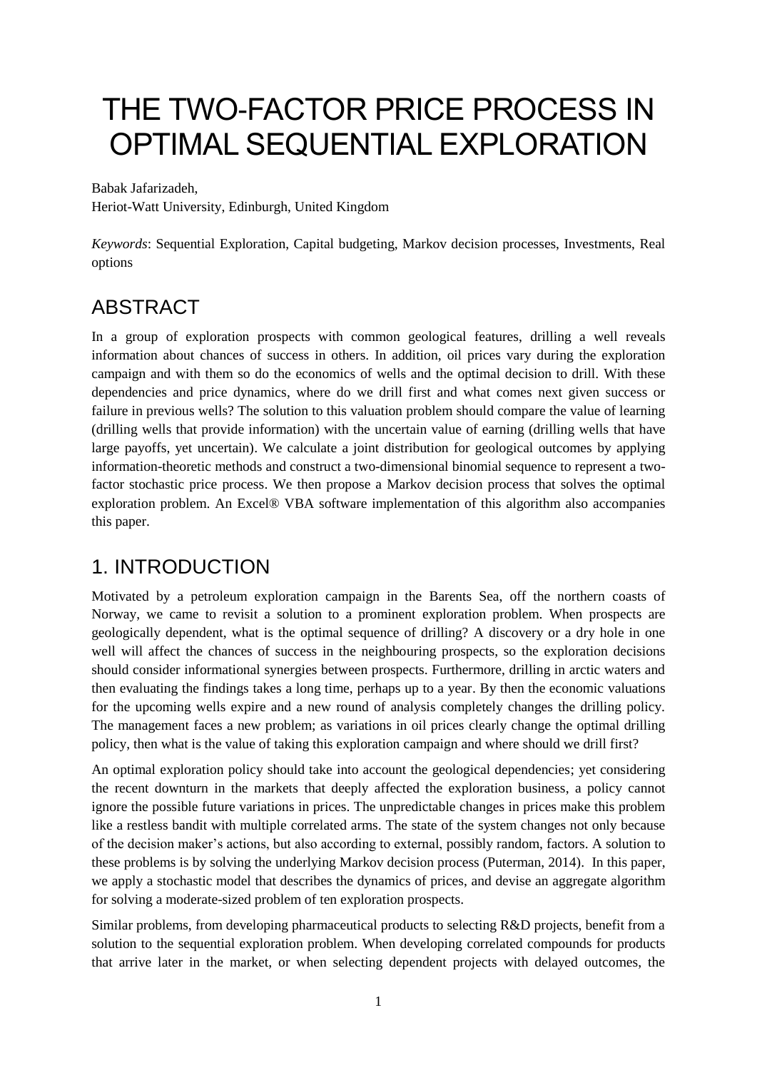# THE TWO-FACTOR PRICE PROCESS IN OPTIMAL SEQUENTIAL EXPLORATION

Babak Jafarizadeh,
Heriot-Watt University, Edinburgh, United Kingdom

*Keywords*: Sequential Exploration, Capital budgeting, Markov decision processes, Investments, Real options

## ABSTRACT

In a group of exploration prospects with common geological features, drilling a well reveals information about chances of success in others. In addition, oil prices vary during the exploration campaign and with them so do the economics of wells and the optimal decision to drill. With these dependencies and price dynamics, where do we drill first and what comes next given success or failure in previous wells? The solution to this valuation problem should compare the value of learning (drilling wells that provide information) with the uncertain value of earning (drilling wells that have large payoffs, yet uncertain). We calculate a joint distribution for geological outcomes by applying information-theoretic methods and construct a two-dimensional binomial sequence to represent a two-factor stochastic price process. We then propose a Markov decision process that solves the optimal exploration problem. An Excel® VBA software implementation of this algorithm also accompanies this paper.

## 1. INTRODUCTION

Motivated by a petroleum exploration campaign in the Barents Sea, off the northern coasts of Norway, we came to revisit a solution to a prominent exploration problem. When prospects are geologically dependent, what is the optimal sequence of drilling? A discovery or a dry hole in one well will affect the chances of success in the neighbouring prospects, so the exploration decisions should consider informational synergies between prospects. Furthermore, drilling in arctic waters and then evaluating the findings takes a long time, perhaps up to a year. By then the economic valuations for the upcoming wells expire and a new round of analysis completely changes the drilling policy. The management faces a new problem; as variations in oil prices clearly change the optimal drilling policy, then what is the value of taking this exploration campaign and where should we drill first?

An optimal exploration policy should take into account the geological dependencies; yet considering the recent downturn in the markets that deeply affected the exploration business, a policy cannot ignore the possible future variations in prices. The unpredictable changes in prices make this problem like a restless bandit with multiple correlated arms. The state of the system changes not only because of the decision maker's actions, but also according to external, possibly random, factors. A solution to these problems is by solving the underlying Markov decision process (Puterman, 2014). In this paper, we apply a stochastic model that describes the dynamics of prices, and devise an aggregate algorithm for solving a moderate-sized problem of ten exploration prospects.

Similar problems, from developing pharmaceutical products to selecting R&D projects, benefit from a solution to the sequential exploration problem. When developing correlated compounds for products that arrive later in the market, or when selecting dependent projects with delayed outcomes, the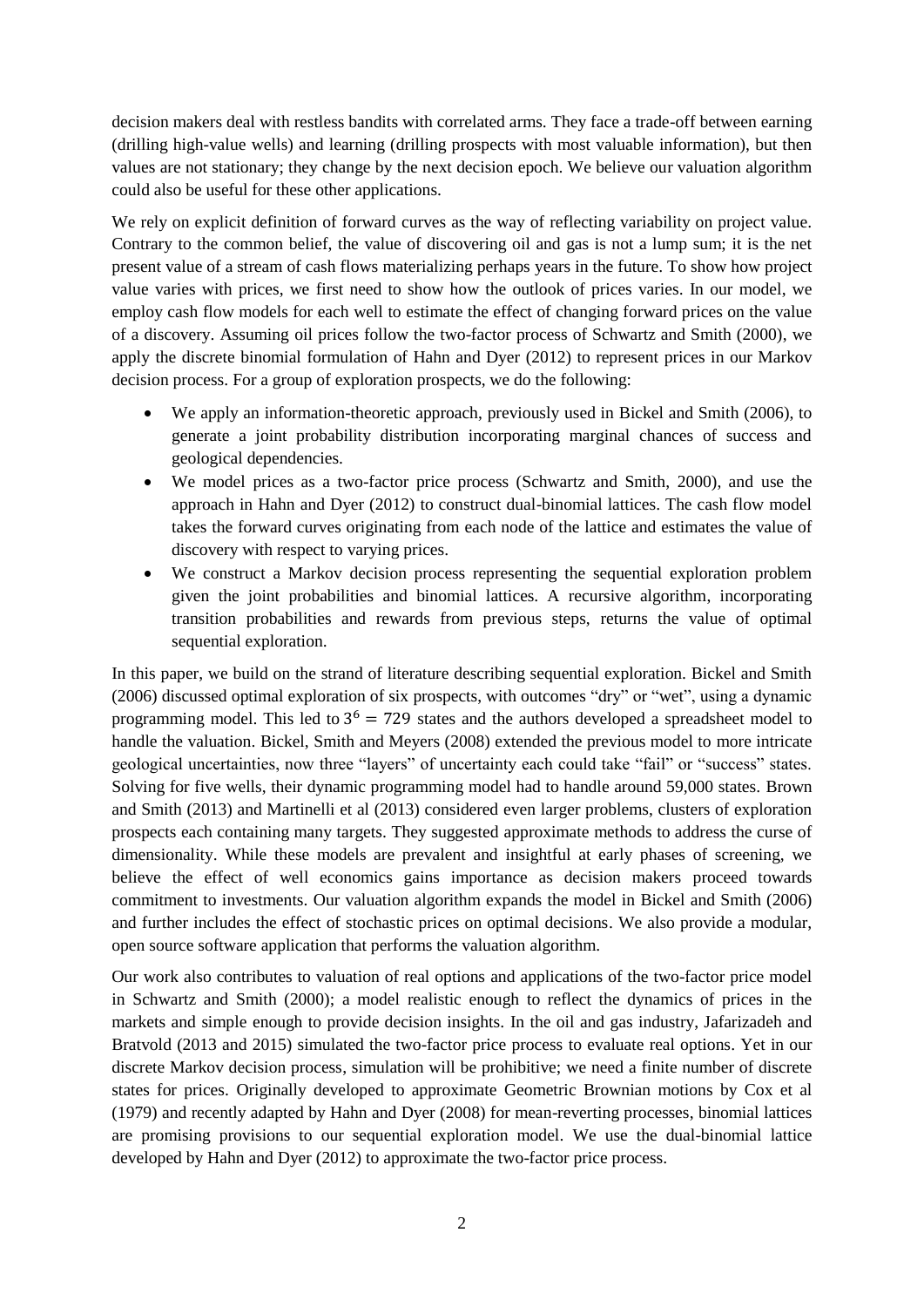decision makers deal with restless bandits with correlated arms. They face a trade-off between earning (drilling high-value wells) and learning (drilling prospects with most valuable information), but then values are not stationary; they change by the next decision epoch. We believe our valuation algorithm could also be useful for these other applications.

We rely on explicit definition of forward curves as the way of reflecting variability on project value. Contrary to the common belief, the value of discovering oil and gas is not a lump sum; it is the net present value of a stream of cash flows materializing perhaps years in the future. To show how project value varies with prices, we first need to show how the outlook of prices varies. In our model, we employ cash flow models for each well to estimate the effect of changing forward prices on the value of a discovery. Assuming oil prices follow the two-factor process of Schwartz and Smith (2000), we apply the discrete binomial formulation of Hahn and Dyer (2012) to represent prices in our Markov decision process. For a group of exploration prospects, we do the following:

- We apply an information-theoretic approach, previously used in Bickel and Smith (2006), to generate a joint probability distribution incorporating marginal chances of success and geological dependencies.
- We model prices as a two-factor price process (Schwartz and Smith, 2000), and use the approach in Hahn and Dyer (2012) to construct dual-binomial lattices. The cash flow model takes the forward curves originating from each node of the lattice and estimates the value of discovery with respect to varying prices.
- We construct a Markov decision process representing the sequential exploration problem given the joint probabilities and binomial lattices. A recursive algorithm, incorporating transition probabilities and rewards from previous steps, returns the value of optimal sequential exploration.

In this paper, we build on the strand of literature describing sequential exploration. Bickel and Smith (2006) discussed optimal exploration of six prospects, with outcomes "dry" or "wet", using a dynamic programming model. This led to $3^6 = 729$ states and the authors developed a spreadsheet model to handle the valuation. Bickel, Smith and Meyers (2008) extended the previous model to more intricate geological uncertainties, now three "layers" of uncertainty each could take "fail" or "success" states. Solving for five wells, their dynamic programming model had to handle around 59,000 states. Brown and Smith (2013) and Martinelli et al (2013) considered even larger problems, clusters of exploration prospects each containing many targets. They suggested approximate methods to address the curse of dimensionality. While these models are prevalent and insightful at early phases of screening, we believe the effect of well economics gains importance as decision makers proceed towards commitment to investments. Our valuation algorithm expands the model in Bickel and Smith (2006) and further includes the effect of stochastic prices on optimal decisions. We also provide a modular, open source software application that performs the valuation algorithm.

Our work also contributes to valuation of real options and applications of the two-factor price model in Schwartz and Smith (2000); a model realistic enough to reflect the dynamics of prices in the markets and simple enough to provide decision insights. In the oil and gas industry, Jafarizadeh and Bratvold (2013 and 2015) simulated the two-factor price process to evaluate real options. Yet in our discrete Markov decision process, simulation will be prohibitive; we need a finite number of discrete states for prices. Originally developed to approximate Geometric Brownian motions by Cox et al (1979) and recently adapted by Hahn and Dyer (2008) for mean-reverting processes, binomial lattices are promising provisions to our sequential exploration model. We use the dual-binomial lattice developed by Hahn and Dyer (2012) to approximate the two-factor price process.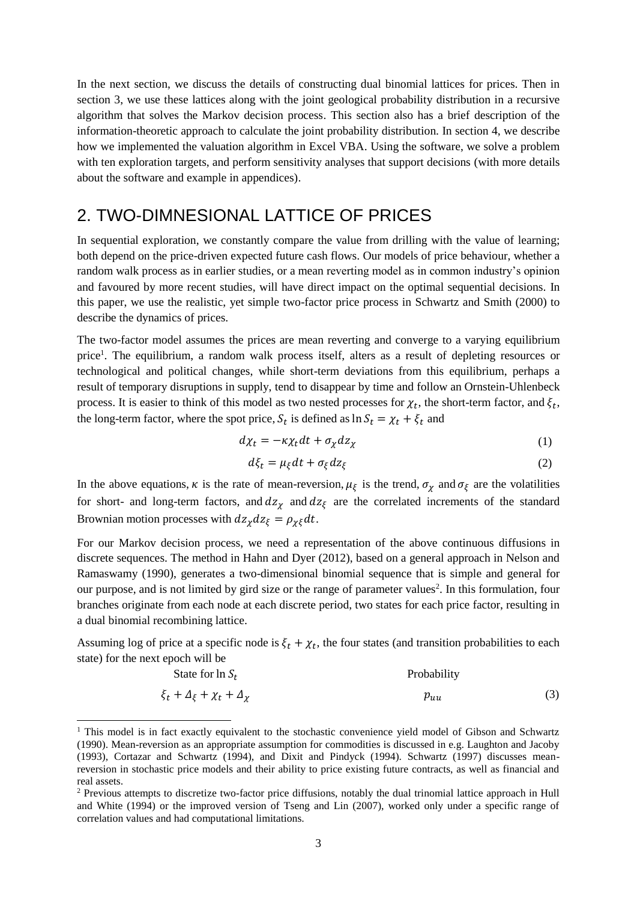In the next section, we discuss the details of constructing dual binomial lattices for prices. Then in section 3, we use these lattices along with the joint geological probability distribution in a recursive algorithm that solves the Markov decision process. This section also has a brief description of the information-theoretic approach to calculate the joint probability distribution. In section 4, we describe how we implemented the valuation algorithm in Excel VBA. Using the software, we solve a problem with ten exploration targets, and perform sensitivity analyses that support decisions (with more details about the software and example in appendices).

## 2. TWO-DIMNESIONAL LATTICE OF PRICES

In sequential exploration, we constantly compare the value from drilling with the value of learning; both depend on the price-driven expected future cash flows. Our models of price behaviour, whether a random walk process as in earlier studies, or a mean reverting model as in common industry's opinion and favoured by more recent studies, will have direct impact on the optimal sequential decisions. In this paper, we use the realistic, yet simple two-factor price process in Schwartz and Smith (2000) to describe the dynamics of prices.

The two-factor model assumes the prices are mean reverting and converge to a varying equilibrium price[1]. The equilibrium, a random walk process itself, alters as a result of depleting resources or technological and political changes, while short-term deviations from this equilibrium, perhaps a result of temporary disruptions in supply, tend to disappear by time and follow an Ornstein-Uhlenbeck process. It is easier to think of this model as two nested processes for $\chi_t$, the short-term factor, and $\xi_t$, the long-term factor, where the spot price, $S_t$ is defined as $\ln S_t = \chi_t + \xi_t$ and

$$d\chi_t = -\kappa\chi_t dt + \sigma_\chi dz_\chi \tag{1}$$

$$d\xi_t = \mu_\xi dt + \sigma_\xi dz_\xi \tag{2}$$

In the above equations, $\kappa$ is the rate of mean-reversion, $\mu_\xi$ is the trend, $\sigma_\chi$ and $\sigma_\xi$ are the volatilities for short- and long-term factors, and $dz_\chi$ and $dz_\xi$ are the correlated increments of the standard Brownian motion processes with $dz_\chi dz_\xi = \rho_{\chi\xi} dt$.

For our Markov decision process, we need a representation of the above continuous diffusions in discrete sequences. The method in Hahn and Dyer (2012), based on a general approach in Nelson and Ramaswamy (1990), generates a two-dimensional binomial sequence that is simple and general for our purpose, and is not limited by gird size or the range of parameter values[2]. In this formulation, four branches originate from each node at each discrete period, two states for each price factor, resulting in a dual binomial recombining lattice.

Assuming log of price at a specific node is $\xi_t + \chi_t$, the four states (and transition probabilities to each state) for the next epoch will be

| State for $\ln S_t$ | Probability | |
|---|---|---|
| $\xi_t + \Delta_\xi + \chi_t + \Delta_\chi$ | $p_{uu}$ | (3) |

[1] This model is in fact exactly equivalent to the stochastic convenience yield model of Gibson and Schwartz (1990). Mean-reversion as an appropriate assumption for commodities is discussed in e.g. Laughton and Jacoby (1993), Cortazar and Schwartz (1994), and Dixit and Pindyck (1994). Schwartz (1997) discusses mean-reversion in stochastic price models and their ability to price existing future contracts, as well as financial and real assets.

[2] Previous attempts to discretize two-factor price diffusions, notably the dual trinomial lattice approach in Hull and White (1994) or the improved version of Tseng and Lin (2007), worked only under a specific range of correlation values and had computational limitations.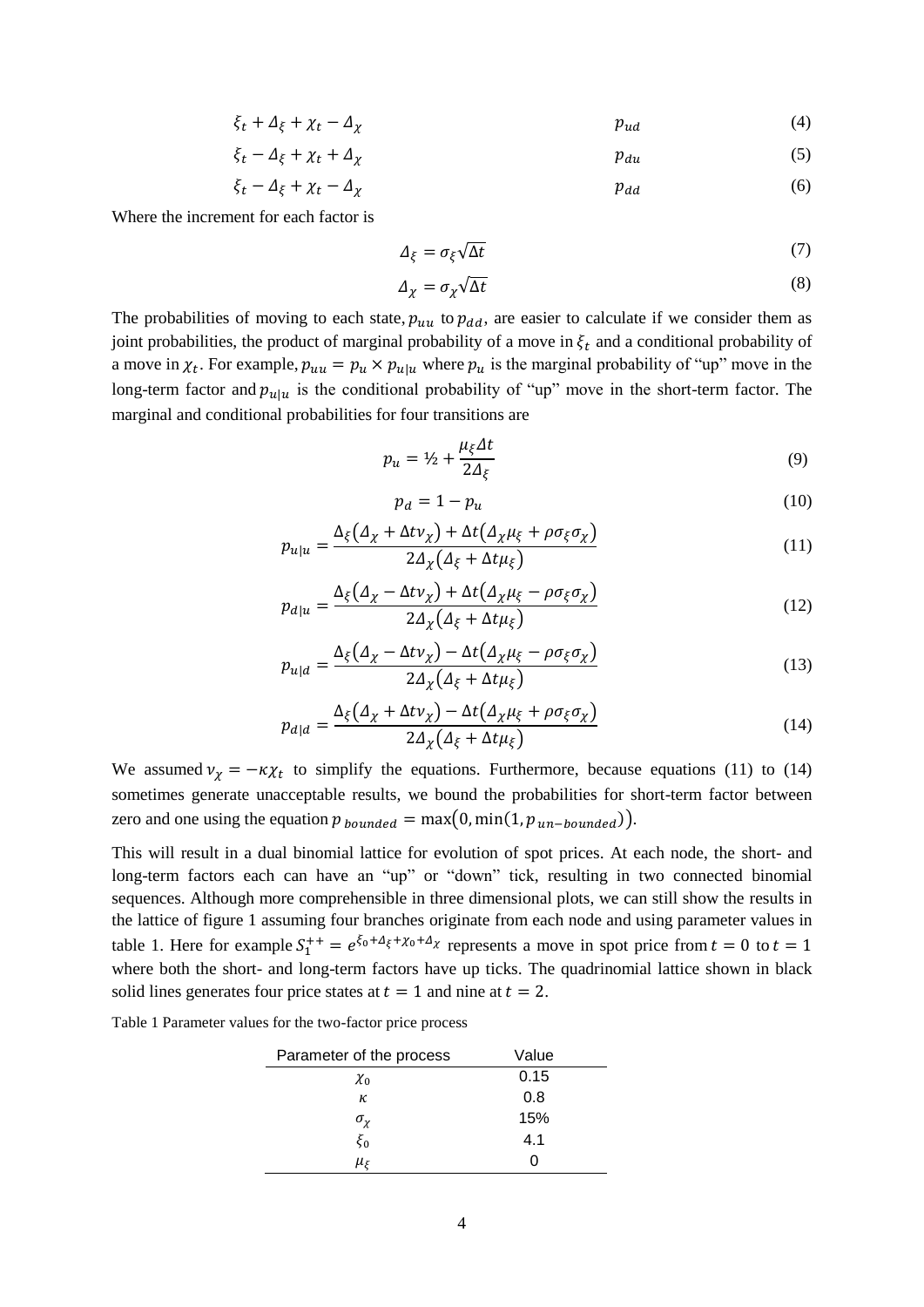$$\xi_t + \Delta_\xi + \chi_t - \Delta_\chi \qquad p_{ud} \tag{4}$$

$$\xi_t - \Delta_\xi + \chi_t + \Delta_\chi \qquad p_{du} \tag{5}$$

$$\xi_t - \Delta_\xi + \chi_t - \Delta_\chi \qquad p_{dd} \tag{6}$$

Where the increment for each factor is

$$\Delta_\xi = \sigma_\xi \sqrt{\Delta t} \tag{7}$$

$$\Delta_\chi = \sigma_\chi \sqrt{\Delta t} \tag{8}$$

The probabilities of moving to each state, $p_{uu}$ to $p_{dd}$, are easier to calculate if we consider them as joint probabilities, the product of marginal probability of a move in $\xi_t$ and a conditional probability of a move in $\chi_t$. For example, $p_{uu} = p_u \times p_{u|u}$ where $p_u$ is the marginal probability of "up" move in the long-term factor and $p_{u|u}$ is the conditional probability of "up" move in the short-term factor. The marginal and conditional probabilities for four transitions are

$$p_u = ½ + \frac{\mu_\xi \Delta t}{2\Delta_\xi} \tag{9}$$

$$p_d = 1 - p_u \tag{10}$$

$$p_{u|u} = \frac{\Delta_\xi(\Delta_\chi + \Delta t v_\chi) + \Delta t(\Delta_\chi \mu_\xi + \rho\sigma_\xi\sigma_\chi)}{2\Delta_\chi(\Delta_\xi + \Delta t \mu_\xi)} \tag{11}$$

$$p_{d|u} = \frac{\Delta_\xi(\Delta_\chi - \Delta t v_\chi) + \Delta t(\Delta_\chi \mu_\xi - \rho\sigma_\xi\sigma_\chi)}{2\Delta_\chi(\Delta_\xi + \Delta t \mu_\xi)} \tag{12}$$

$$p_{u|d} = \frac{\Delta_\xi(\Delta_\chi - \Delta t v_\chi) - \Delta t(\Delta_\chi \mu_\xi - \rho\sigma_\xi\sigma_\chi)}{2\Delta_\chi(\Delta_\xi + \Delta t \mu_\xi)} \tag{13}$$

$$p_{d|d} = \frac{\Delta_\xi(\Delta_\chi + \Delta t v_\chi) - \Delta t(\Delta_\chi \mu_\xi + \rho\sigma_\xi\sigma_\chi)}{2\Delta_\chi(\Delta_\xi + \Delta t \mu_\xi)} \tag{14}$$

We assumed $v_\chi = -\kappa\chi_t$ to simplify the equations. Furthermore, because equations (11) to (14) sometimes generate unacceptable results, we bound the probabilities for short-term factor between zero and one using the equation $p_{bounded} = \max(0, \min(1, p_{un-bounded}))$.

This will result in a dual binomial lattice for evolution of spot prices. At each node, the short- and long-term factors each can have an "up" or "down" tick, resulting in two connected binomial sequences. Although more comprehensible in three dimensional plots, we can still show the results in the lattice of figure 1 assuming four branches originate from each node and using parameter values in table 1. Here for example $S_1^{++} = e^{\xi_0 + \Delta_\xi + \chi_0 + \Delta_\chi}$ represents a move in spot price from $t = 0$ to $t = 1$ where both the short- and long-term factors have up ticks. The quadrinomial lattice shown in black solid lines generates four price states at $t = 1$ and nine at $t = 2$.

Table 1 Parameter values for the two-factor price process

| Parameter of the process | Value |
|---|---|
| $\chi_0$ | 0.15 |
| $\kappa$ | 0.8 |
| $\sigma_\chi$ | 15% |
| $\xi_0$ | 4.1 |
| $\mu_\xi$ | 0 |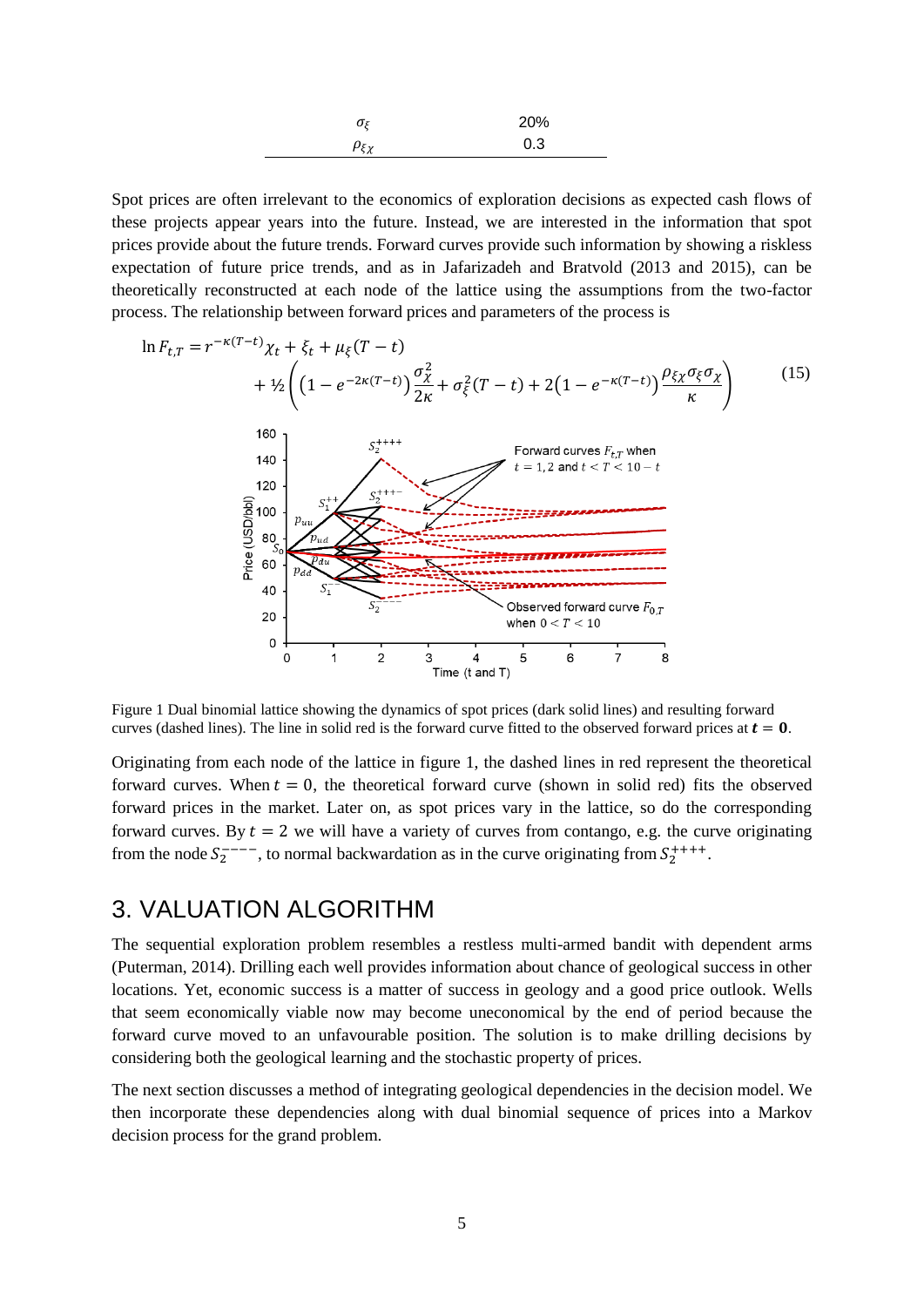| | |
|---|---|
| $\sigma_\xi$ | 20% |
| $\rho_{\xi\chi}$ | 0.3 |

Spot prices are often irrelevant to the economics of exploration decisions as expected cash flows of these projects appear years into the future. Instead, we are interested in the information that spot prices provide about the future trends. Forward curves provide such information by showing a riskless expectation of future price trends, and as in Jafarizadeh and Bratvold (2013 and 2015), can be theoretically reconstructed at each node of the lattice using the assumptions from the two-factor process. The relationship between forward prices and parameters of the process is

$$\ln F_{t,T} = r^{-\kappa(T-t)}\chi_t + \xi_t + \mu_\xi(T-t) + \tfrac{1}{2}\left(\left(1-e^{-2\kappa(T-t)}\right)\frac{\sigma_\chi^2}{2\kappa} + \sigma_\xi^2(T-t) + 2\left(1-e^{-\kappa(T-t)}\right)\frac{\rho_{\xi\chi}\sigma_\xi\sigma_\chi}{\kappa}\right) \tag{15}$$

Figure 1 Dual binomial lattice showing the dynamics of spot prices (dark solid lines) and resulting forward curves (dashed lines). The line in solid red is the forward curve fitted to the observed forward prices at $t = 0$.

Originating from each node of the lattice in figure 1, the dashed lines in red represent the theoretical forward curves. When $t = 0$, the theoretical forward curve (shown in solid red) fits the observed forward prices in the market. Later on, as spot prices vary in the lattice, so do the corresponding forward curves. By $t = 2$ we will have a variety of curves from contango, e.g. the curve originating from the node $S_2^{----}$, to normal backwardation as in the curve originating from $S_2^{++++}$.

## 3. VALUATION ALGORITHM

The sequential exploration problem resembles a restless multi-armed bandit with dependent arms (Puterman, 2014). Drilling each well provides information about chance of geological success in other locations. Yet, economic success is a matter of success in geology and a good price outlook. Wells that seem economically viable now may become uneconomical by the end of period because the forward curve moved to an unfavourable position. The solution is to make drilling decisions by considering both the geological learning and the stochastic property of prices.

The next section discusses a method of integrating geological dependencies in the decision model. We then incorporate these dependencies along with dual binomial sequence of prices into a Markov decision process for the grand problem.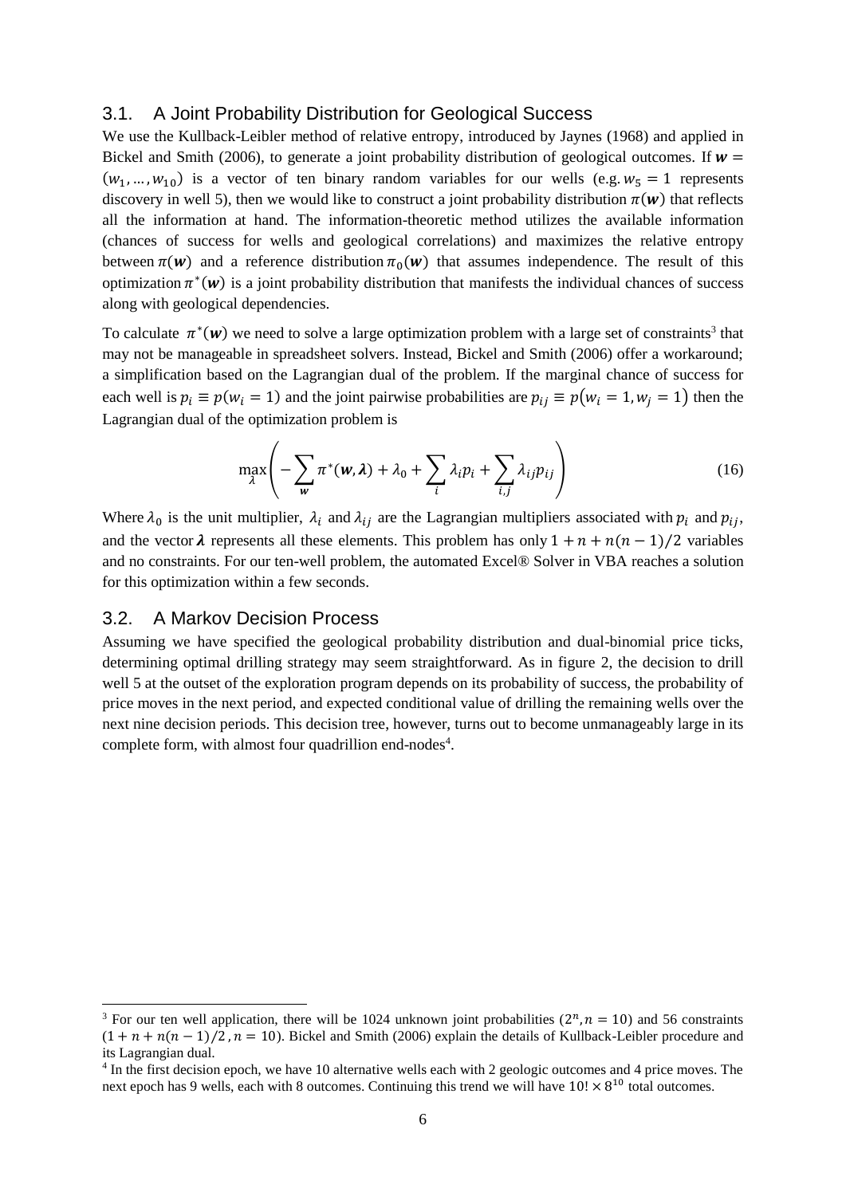## 3.1. A Joint Probability Distribution for Geological Success

We use the Kullback-Leibler method of relative entropy, introduced by Jaynes (1968) and applied in Bickel and Smith (2006), to generate a joint probability distribution of geological outcomes. If $\boldsymbol{w} = (w_1, \dots, w_{10})$ is a vector of ten binary random variables for our wells (e.g. $w_5 = 1$ represents discovery in well 5), then we would like to construct a joint probability distribution $\pi(\boldsymbol{w})$ that reflects all the information at hand. The information-theoretic method utilizes the available information (chances of success for wells and geological correlations) and maximizes the relative entropy between $\pi(\boldsymbol{w})$ and a reference distribution $\pi_0(\boldsymbol{w})$ that assumes independence. The result of this optimization $\pi^*(\boldsymbol{w})$ is a joint probability distribution that manifests the individual chances of success along with geological dependencies.

To calculate $\pi^*(\boldsymbol{w})$ we need to solve a large optimization problem with a large set of constraints[3] that may not be manageable in spreadsheet solvers. Instead, Bickel and Smith (2006) offer a workaround; a simplification based on the Lagrangian dual of the problem. If the marginal chance of success for each well is $p_i \equiv p(w_i = 1)$ and the joint pairwise probabilities are $p_{ij} \equiv p(w_i = 1, w_j = 1)$ then the Lagrangian dual of the optimization problem is

$$\max_{\lambda} \left( -\sum_{\boldsymbol{w}} \pi^*(\boldsymbol{w}, \boldsymbol{\lambda}) + \lambda_0 + \sum_i \lambda_i p_i + \sum_{i,j} \lambda_{ij} p_{ij} \right) \tag{16}$$

Where $\lambda_0$ is the unit multiplier, $\lambda_i$ and $\lambda_{ij}$ are the Lagrangian multipliers associated with $p_i$ and $p_{ij}$, and the vector $\boldsymbol{\lambda}$ represents all these elements. This problem has only $1 + n + n(n-1)/2$ variables and no constraints. For our ten-well problem, the automated Excel® Solver in VBA reaches a solution for this optimization within a few seconds.

## 3.2. A Markov Decision Process

Assuming we have specified the geological probability distribution and dual-binomial price ticks, determining optimal drilling strategy may seem straightforward. As in figure 2, the decision to drill well 5 at the outset of the exploration program depends on its probability of success, the probability of price moves in the next period, and expected conditional value of drilling the remaining wells over the next nine decision periods. This decision tree, however, turns out to become unmanageably large in its complete form, with almost four quadrillion end-nodes[4].

---

[3] For our ten well application, there will be 1024 unknown joint probabilities ($2^n, n = 10$) and 56 constraints ($1 + n + n(n-1)/2$, $n = 10$). Bickel and Smith (2006) explain the details of Kullback-Leibler procedure and its Lagrangian dual.

[4] In the first decision epoch, we have 10 alternative wells each with 2 geologic outcomes and 4 price moves. The next epoch has 9 wells, each with 8 outcomes. Continuing this trend we will have $10! \times 8^{10}$ total outcomes.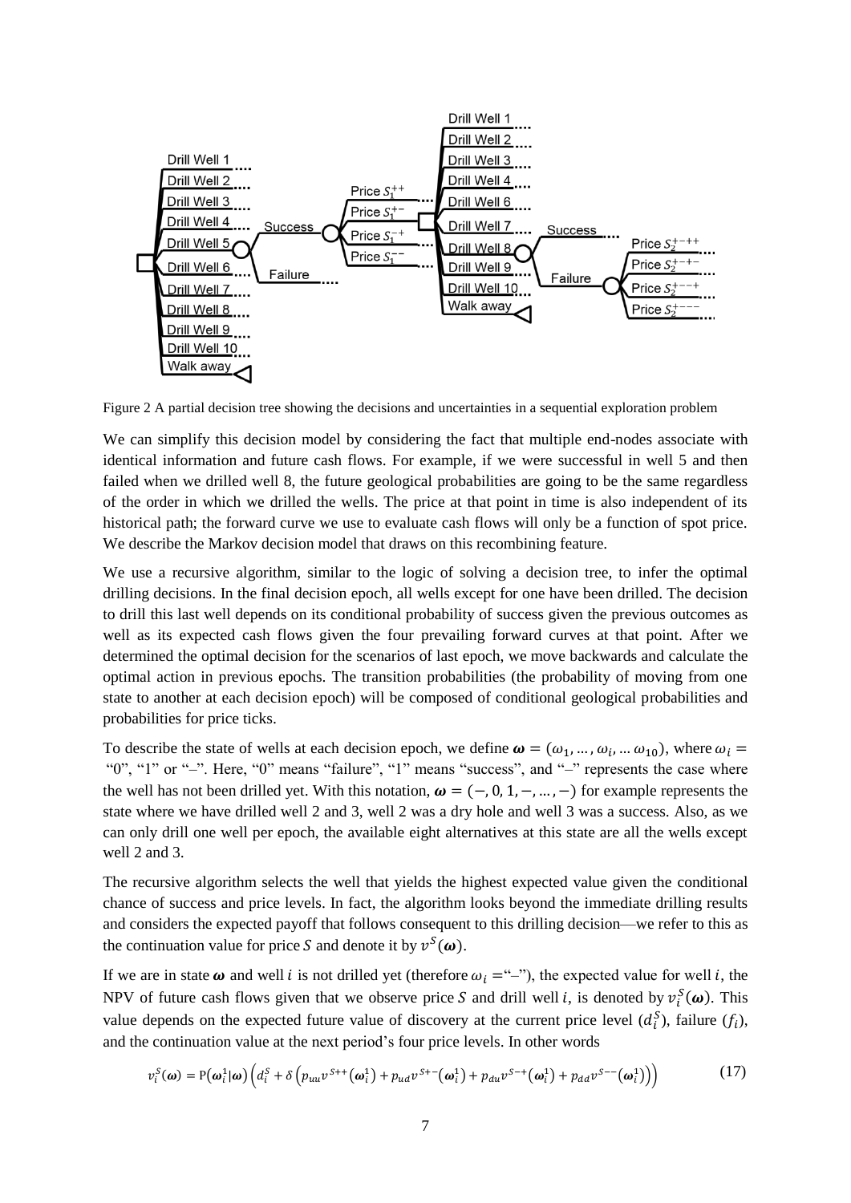Figure 2 A partial decision tree showing the decisions and uncertainties in a sequential exploration problem

We can simplify this decision model by considering the fact that multiple end-nodes associate with identical information and future cash flows. For example, if we were successful in well 5 and then failed when we drilled well 8, the future geological probabilities are going to be the same regardless of the order in which we drilled the wells. The price at that point in time is also independent of its historical path; the forward curve we use to evaluate cash flows will only be a function of spot price. We describe the Markov decision model that draws on this recombining feature.

We use a recursive algorithm, similar to the logic of solving a decision tree, to infer the optimal drilling decisions. In the final decision epoch, all wells except for one have been drilled. The decision to drill this last well depends on its conditional probability of success given the previous outcomes as well as its expected cash flows given the four prevailing forward curves at that point. After we determined the optimal decision for the scenarios of last epoch, we move backwards and calculate the optimal action in previous epochs. The transition probabilities (the probability of moving from one state to another at each decision epoch) will be composed of conditional geological probabilities and probabilities for price ticks.

To describe the state of wells at each decision epoch, we define $\boldsymbol{\omega} = (\omega_1, \ldots, \omega_i, \ldots \omega_{10})$, where $\omega_i =$ "0", "1" or "–". Here, "0" means "failure", "1" means "success", and "–" represents the case where the well has not been drilled yet. With this notation, $\boldsymbol{\omega} = (-, 0, 1, -, \ldots, -)$ for example represents the state where we have drilled well 2 and 3, well 2 was a dry hole and well 3 was a success. Also, as we can only drill one well per epoch, the available eight alternatives at this state are all the wells except well 2 and 3.

The recursive algorithm selects the well that yields the highest expected value given the conditional chance of success and price levels. In fact, the algorithm looks beyond the immediate drilling results and considers the expected payoff that follows consequent to this drilling decision—we refer to this as the continuation value for price $S$ and denote it by $v^S(\boldsymbol{\omega})$.

If we are in state $\boldsymbol{\omega}$ and well $i$ is not drilled yet (therefore $\omega_i =$"–"), the expected value for well $i$, the NPV of future cash flows given that we observe price $S$ and drill well $i$, is denoted by $v_i^S(\boldsymbol{\omega})$. This value depends on the expected future value of discovery at the current price level ($d_i^S$), failure ($f_i$), and the continuation value at the next period's four price levels. In other words

$$v_i^S(\boldsymbol{\omega}) = \mathrm{P}(\boldsymbol{\omega}_i^1|\boldsymbol{\omega})\left(d_i^S + \delta\left(p_{uu}v^{S++}(\boldsymbol{\omega}_i^1) + p_{ud}v^{S+-}(\boldsymbol{\omega}_i^1) + p_{du}v^{S-+}(\boldsymbol{\omega}_i^1) + p_{dd}v^{S--}(\boldsymbol{\omega}_i^1)\right)\right) \tag{17}$$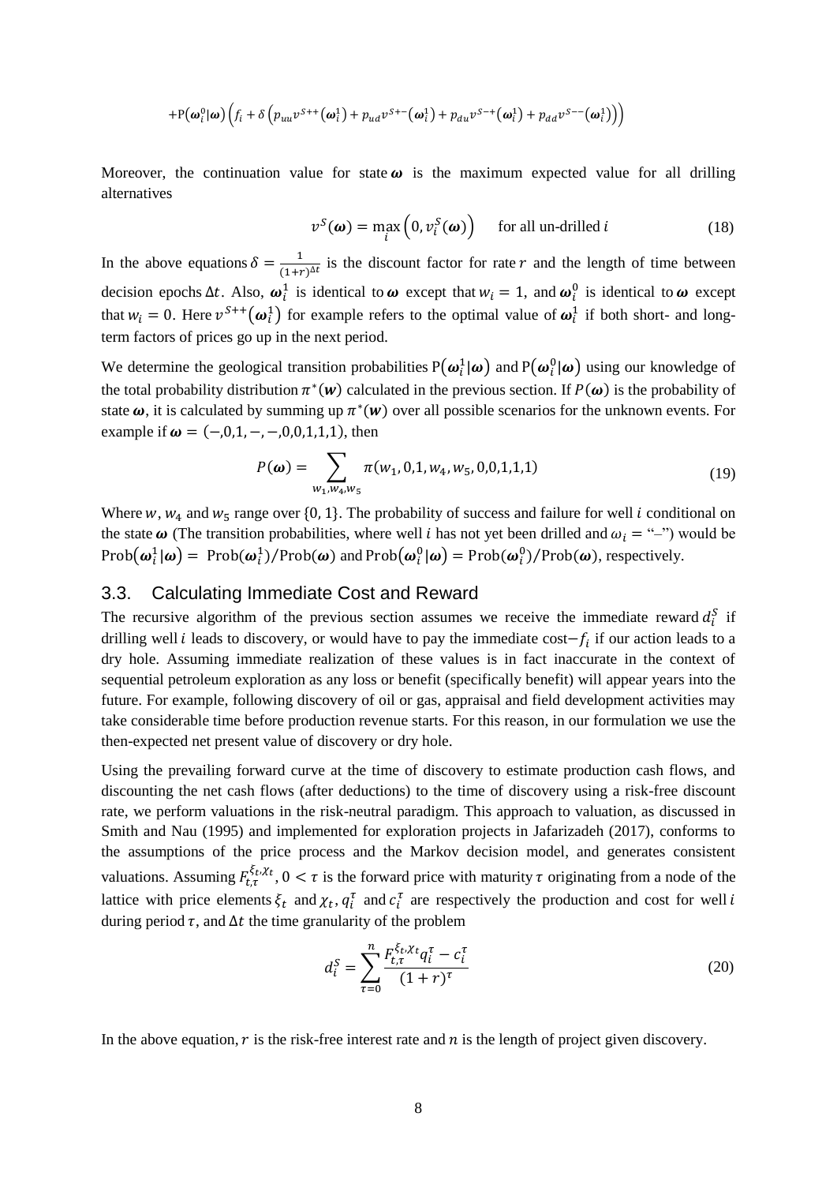$$+\mathrm{P}(\boldsymbol{\omega}_i^0|\boldsymbol{\omega})\left(f_i+\delta\left(p_{uu}v^{S++}(\boldsymbol{\omega}_i^1)+p_{ud}v^{S+-}(\boldsymbol{\omega}_i^1)+p_{du}v^{S-+}(\boldsymbol{\omega}_i^1)+p_{dd}v^{S--}(\boldsymbol{\omega}_i^1)\right)\right)$$

Moreover, the continuation value for state $\boldsymbol{\omega}$ is the maximum expected value for all drilling alternatives

$$v^S(\boldsymbol{\omega}) = \max_i \left(0, v_i^S(\boldsymbol{\omega})\right) \quad \text{for all un-drilled } i \tag{18}$$

In the above equations $\delta = \frac{1}{(1+r)^{\Delta t}}$ is the discount factor for rate $r$ and the length of time between decision epochs $\Delta t$. Also, $\boldsymbol{\omega}_i^1$ is identical to $\boldsymbol{\omega}$ except that $w_i = 1$, and $\boldsymbol{\omega}_i^0$ is identical to $\boldsymbol{\omega}$ except that $w_i = 0$. Here $v^{S++}(\boldsymbol{\omega}_i^1)$ for example refers to the optimal value of $\boldsymbol{\omega}_i^1$ if both short- and long-term factors of prices go up in the next period.

We determine the geological transition probabilities $\mathrm{P}(\boldsymbol{\omega}_i^1|\boldsymbol{\omega})$ and $\mathrm{P}(\boldsymbol{\omega}_i^0|\boldsymbol{\omega})$ using our knowledge of the total probability distribution $\pi^*(\boldsymbol{w})$ calculated in the previous section. If $P(\boldsymbol{\omega})$ is the probability of state $\boldsymbol{\omega}$, it is calculated by summing up $\pi^*(\boldsymbol{w})$ over all possible scenarios for the unknown events. For example if $\boldsymbol{\omega} = (-,0,1,-,-,0,0,1,1,1)$, then

$$P(\boldsymbol{\omega}) = \sum_{w_1, w_4, w_5} \pi(w_1, 0, 1, w_4, w_5, 0, 0, 1, 1, 1) \tag{19}$$

Where $w$, $w_4$ and $w_5$ range over $\{0, 1\}$. The probability of success and failure for well $i$ conditional on the state $\boldsymbol{\omega}$ (The transition probabilities, where well $i$ has not yet been drilled and $\omega_i =$ "–") would be $\mathrm{Prob}(\boldsymbol{\omega}_i^1|\boldsymbol{\omega}) = \mathrm{Prob}(\boldsymbol{\omega}_i^1)/\mathrm{Prob}(\boldsymbol{\omega})$ and $\mathrm{Prob}(\boldsymbol{\omega}_i^0|\boldsymbol{\omega}) = \mathrm{Prob}(\boldsymbol{\omega}_i^0)/\mathrm{Prob}(\boldsymbol{\omega})$, respectively.

## 3.3. Calculating Immediate Cost and Reward

The recursive algorithm of the previous section assumes we receive the immediate reward $d_i^S$ if drilling well $i$ leads to discovery, or would have to pay the immediate cost$-f_i$ if our action leads to a dry hole. Assuming immediate realization of these values is in fact inaccurate in the context of sequential petroleum exploration as any loss or benefit (specifically benefit) will appear years into the future. For example, following discovery of oil or gas, appraisal and field development activities may take considerable time before production revenue starts. For this reason, in our formulation we use the then-expected net present value of discovery or dry hole.

Using the prevailing forward curve at the time of discovery to estimate production cash flows, and discounting the net cash flows (after deductions) to the time of discovery using a risk-free discount rate, we perform valuations in the risk-neutral paradigm. This approach to valuation, as discussed in Smith and Nau (1995) and implemented for exploration projects in Jafarizadeh (2017), conforms to the assumptions of the price process and the Markov decision model, and generates consistent valuations. Assuming $F_{t,\tau}^{\xi_t,\chi_t}, 0 < \tau$ is the forward price with maturity $\tau$ originating from a node of the lattice with price elements $\xi_t$ and $\chi_t$, $q_i^\tau$ and $c_i^\tau$ are respectively the production and cost for well $i$ during period $\tau$, and $\Delta t$ the time granularity of the problem

$$d_i^S = \sum_{\tau=0}^{n} \frac{F_{t,\tau}^{\xi_t,\chi_t} q_i^\tau - c_i^\tau}{(1+r)^\tau} \tag{20}$$

In the above equation, $r$ is the risk-free interest rate and $n$ is the length of project given discovery.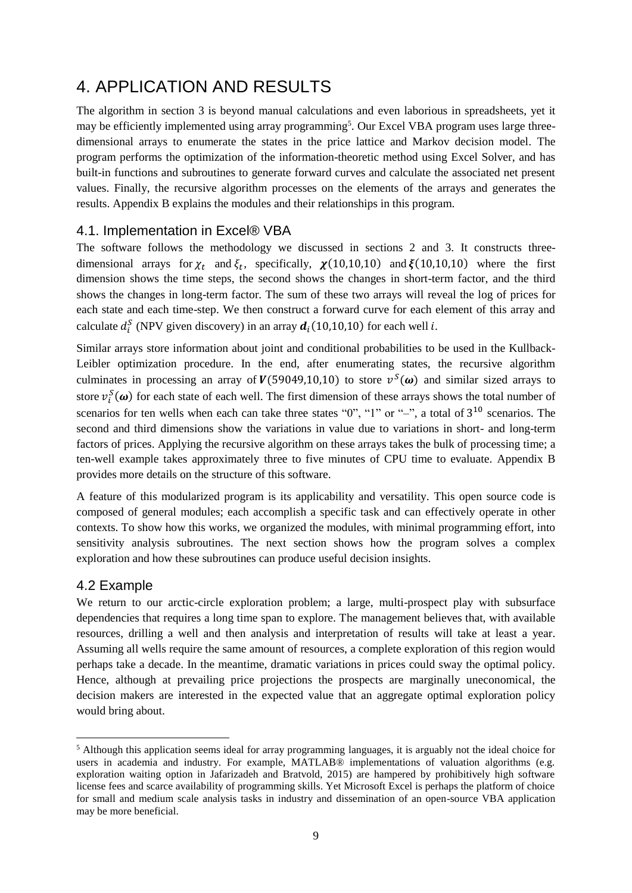# 4. APPLICATION AND RESULTS

The algorithm in section 3 is beyond manual calculations and even laborious in spreadsheets, yet it may be efficiently implemented using array programming[5]. Our Excel VBA program uses large three-dimensional arrays to enumerate the states in the price lattice and Markov decision model. The program performs the optimization of the information-theoretic method using Excel Solver, and has built-in functions and subroutines to generate forward curves and calculate the associated net present values. Finally, the recursive algorithm processes on the elements of the arrays and generates the results. Appendix B explains the modules and their relationships in this program.

## 4.1. Implementation in Excel® VBA

The software follows the methodology we discussed in sections 2 and 3. It constructs three-dimensional arrays for $\chi_t$ and $\xi_t$, specifically, $\boldsymbol{\chi}(10,10,10)$ and $\boldsymbol{\xi}(10,10,10)$ where the first dimension shows the time steps, the second shows the changes in short-term factor, and the third shows the changes in long-term factor. The sum of these two arrays will reveal the log of prices for each state and each time-step. We then construct a forward curve for each element of this array and calculate $d_i^S$ (NPV given discovery) in an array $\boldsymbol{d}_i(10,10,10)$ for each well $i$.

Similar arrays store information about joint and conditional probabilities to be used in the Kullback-Leibler optimization procedure. In the end, after enumerating states, the recursive algorithm culminates in processing an array of $\boldsymbol{V}(59049,10,10)$ to store $v^S(\boldsymbol{\omega})$ and similar sized arrays to store $v_i^S(\boldsymbol{\omega})$ for each state of each well. The first dimension of these arrays shows the total number of scenarios for ten wells when each can take three states "0", "1" or "–", a total of $3^{10}$ scenarios. The second and third dimensions show the variations in value due to variations in short- and long-term factors of prices. Applying the recursive algorithm on these arrays takes the bulk of processing time; a ten-well example takes approximately three to five minutes of CPU time to evaluate. Appendix B provides more details on the structure of this software.

A feature of this modularized program is its applicability and versatility. This open source code is composed of general modules; each accomplish a specific task and can effectively operate in other contexts. To show how this works, we organized the modules, with minimal programming effort, into sensitivity analysis subroutines. The next section shows how the program solves a complex exploration and how these subroutines can produce useful decision insights.

## 4.2 Example

We return to our arctic-circle exploration problem; a large, multi-prospect play with subsurface dependencies that requires a long time span to explore. The management believes that, with available resources, drilling a well and then analysis and interpretation of results will take at least a year. Assuming all wells require the same amount of resources, a complete exploration of this region would perhaps take a decade. In the meantime, dramatic variations in prices could sway the optimal policy. Hence, although at prevailing price projections the prospects are marginally uneconomical, the decision makers are interested in the expected value that an aggregate optimal exploration policy would bring about.

---

[5] Although this application seems ideal for array programming languages, it is arguably not the ideal choice for users in academia and industry. For example, MATLAB® implementations of valuation algorithms (e.g. exploration waiting option in Jafarizadeh and Bratvold, 2015) are hampered by prohibitively high software license fees and scarce availability of programming skills. Yet Microsoft Excel is perhaps the platform of choice for small and medium scale analysis tasks in industry and dissemination of an open-source VBA application may be more beneficial.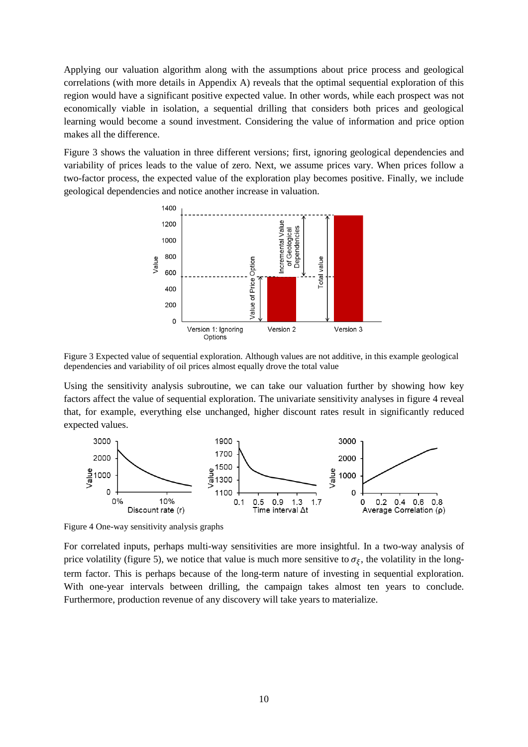Applying our valuation algorithm along with the assumptions about price process and geological correlations (with more details in Appendix A) reveals that the optimal sequential exploration of this region would have a significant positive expected value. In other words, while each prospect was not economically viable in isolation, a sequential drilling that considers both prices and geological learning would become a sound investment. Considering the value of information and price option makes all the difference.

Figure 3 shows the valuation in three different versions; first, ignoring geological dependencies and variability of prices leads to the value of zero. Next, we assume prices vary. When prices follow a two-factor process, the expected value of the exploration play becomes positive. Finally, we include geological dependencies and notice another increase in valuation.

Figure 3 Expected value of sequential exploration. Although values are not additive, in this example geological dependencies and variability of oil prices almost equally drove the total value

Using the sensitivity analysis subroutine, we can take our valuation further by showing how key factors affect the value of sequential exploration. The univariate sensitivity analyses in figure 4 reveal that, for example, everything else unchanged, higher discount rates result in significantly reduced expected values.

Figure 4 One-way sensitivity analysis graphs

For correlated inputs, perhaps multi-way sensitivities are more insightful. In a two-way analysis of price volatility (figure 5), we notice that value is much more sensitive to $\sigma_{\xi}$, the volatility in the long-term factor. This is perhaps because of the long-term nature of investing in sequential exploration. With one-year intervals between drilling, the campaign takes almost ten years to conclude. Furthermore, production revenue of any discovery will take years to materialize.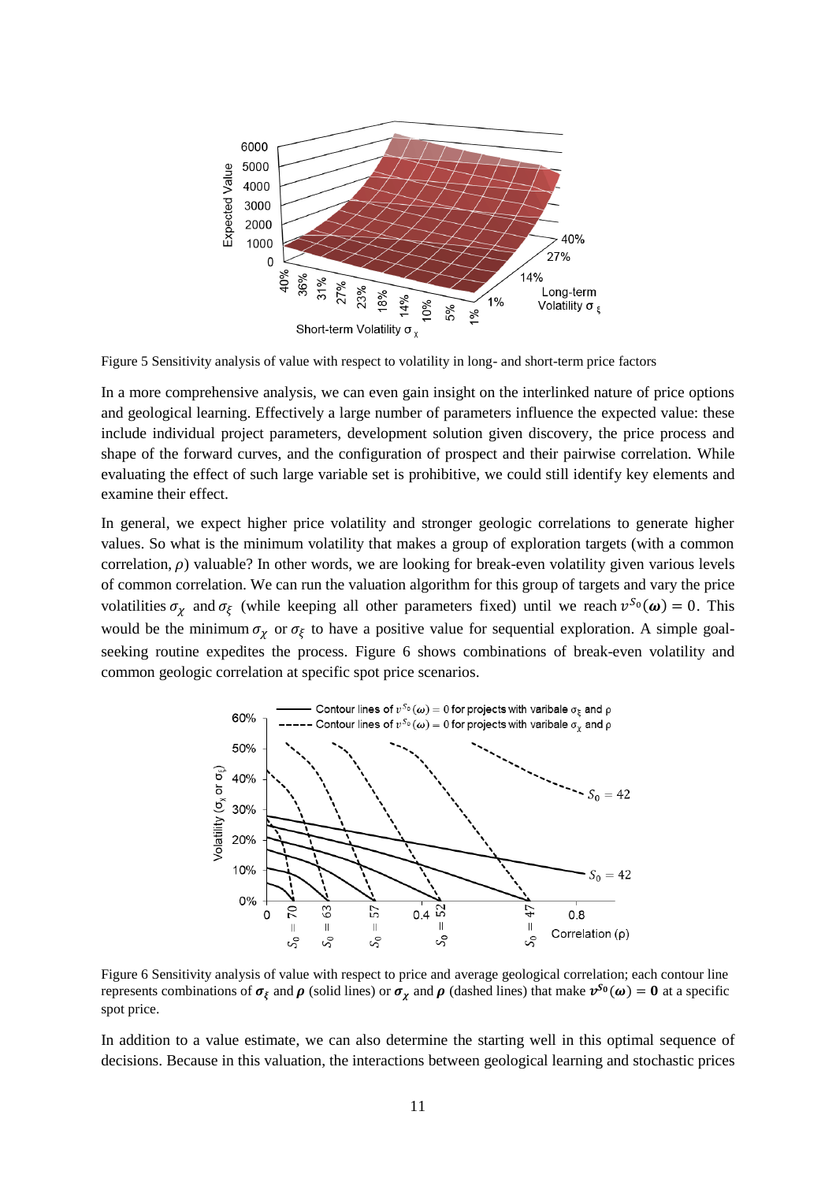Figure 5 Sensitivity analysis of value with respect to volatility in long- and short-term price factors

In a more comprehensive analysis, we can even gain insight on the interlinked nature of price options and geological learning. Effectively a large number of parameters influence the expected value: these include individual project parameters, development solution given discovery, the price process and shape of the forward curves, and the configuration of prospect and their pairwise correlation. While evaluating the effect of such large variable set is prohibitive, we could still identify key elements and examine their effect.

In general, we expect higher price volatility and stronger geologic correlations to generate higher values. So what is the minimum volatility that makes a group of exploration targets (with a common correlation, $\rho$) valuable? In other words, we are looking for break-even volatility given various levels of common correlation. We can run the valuation algorithm for this group of targets and vary the price volatilities $\sigma_\chi$ and $\sigma_\xi$ (while keeping all other parameters fixed) until we reach $v^{S_0}(\boldsymbol{\omega}) = 0$. This would be the minimum $\sigma_\chi$ or $\sigma_\xi$ to have a positive value for sequential exploration. A simple goal-seeking routine expedites the process. Figure 6 shows combinations of break-even volatility and common geologic correlation at specific spot price scenarios.

Figure 6 Sensitivity analysis of value with respect to price and average geological correlation; each contour line represents combinations of $\boldsymbol{\sigma_\xi}$ and $\boldsymbol{\rho}$ (solid lines) or $\boldsymbol{\sigma_\chi}$ and $\boldsymbol{\rho}$ (dashed lines) that make $\boldsymbol{v^{S_0}(\omega) = 0}$ at a specific spot price.

In addition to a value estimate, we can also determine the starting well in this optimal sequence of decisions. Because in this valuation, the interactions between geological learning and stochastic prices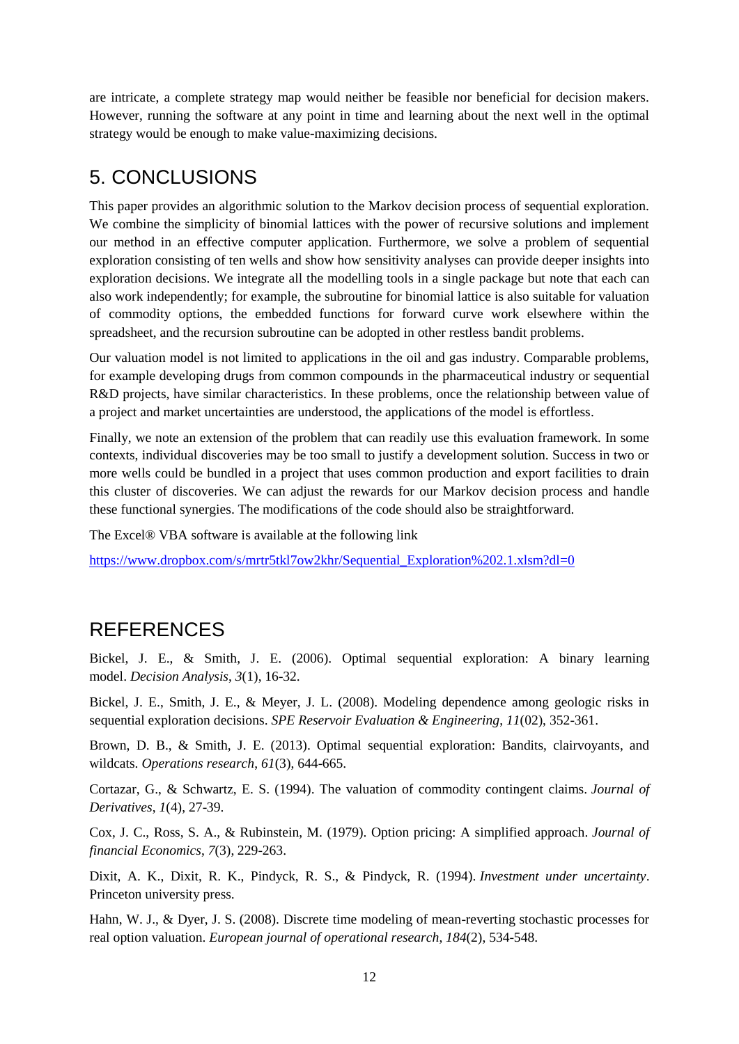are intricate, a complete strategy map would neither be feasible nor beneficial for decision makers. However, running the software at any point in time and learning about the next well in the optimal strategy would be enough to make value-maximizing decisions.

# 5. CONCLUSIONS

This paper provides an algorithmic solution to the Markov decision process of sequential exploration. We combine the simplicity of binomial lattices with the power of recursive solutions and implement our method in an effective computer application. Furthermore, we solve a problem of sequential exploration consisting of ten wells and show how sensitivity analyses can provide deeper insights into exploration decisions. We integrate all the modelling tools in a single package but note that each can also work independently; for example, the subroutine for binomial lattice is also suitable for valuation of commodity options, the embedded functions for forward curve work elsewhere within the spreadsheet, and the recursion subroutine can be adopted in other restless bandit problems.

Our valuation model is not limited to applications in the oil and gas industry. Comparable problems, for example developing drugs from common compounds in the pharmaceutical industry or sequential R&D projects, have similar characteristics. In these problems, once the relationship between value of a project and market uncertainties are understood, the applications of the model is effortless.

Finally, we note an extension of the problem that can readily use this evaluation framework. In some contexts, individual discoveries may be too small to justify a development solution. Success in two or more wells could be bundled in a project that uses common production and export facilities to drain this cluster of discoveries. We can adjust the rewards for our Markov decision process and handle these functional synergies. The modifications of the code should also be straightforward.

The Excel® VBA software is available at the following link

[https://www.dropbox.com/s/mrtr5tkl7ow2khr/Sequential_Exploration%202.1.xlsm?dl=0](https://www.dropbox.com/s/mrtr5tkl7ow2khr/Sequential_Exploration%202.1.xlsm?dl=0)

# REFERENCES

Bickel, J. E., & Smith, J. E. (2006). Optimal sequential exploration: A binary learning model. *Decision Analysis*, *3*(1), 16-32.

Bickel, J. E., Smith, J. E., & Meyer, J. L. (2008). Modeling dependence among geologic risks in sequential exploration decisions. *SPE Reservoir Evaluation & Engineering*, *11*(02), 352-361.

Brown, D. B., & Smith, J. E. (2013). Optimal sequential exploration: Bandits, clairvoyants, and wildcats. *Operations research*, *61*(3), 644-665.

Cortazar, G., & Schwartz, E. S. (1994). The valuation of commodity contingent claims. *Journal of Derivatives*, *1*(4), 27-39.

Cox, J. C., Ross, S. A., & Rubinstein, M. (1979). Option pricing: A simplified approach. *Journal of financial Economics*, *7*(3), 229-263.

Dixit, A. K., Dixit, R. K., Pindyck, R. S., & Pindyck, R. (1994). *Investment under uncertainty*. Princeton university press.

Hahn, W. J., & Dyer, J. S. (2008). Discrete time modeling of mean-reverting stochastic processes for real option valuation. *European journal of operational research*, *184*(2), 534-548.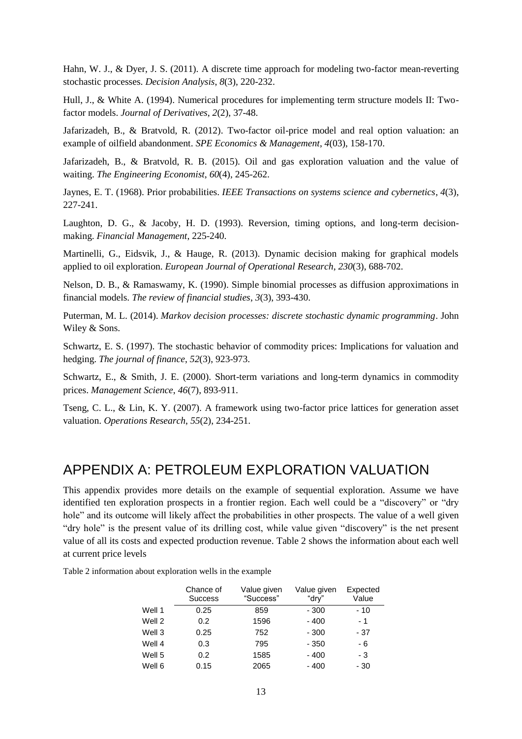Hahn, W. J., & Dyer, J. S. (2011). A discrete time approach for modeling two-factor mean-reverting stochastic processes. *Decision Analysis*, *8*(3), 220-232.

Hull, J., & White A. (1994). Numerical procedures for implementing term structure models II: Two-factor models. *Journal of Derivatives*, *2*(2), 37-48.

Jafarizadeh, B., & Bratvold, R. (2012). Two-factor oil-price model and real option valuation: an example of oilfield abandonment. *SPE Economics & Management*, *4*(03), 158-170.

Jafarizadeh, B., & Bratvold, R. B. (2015). Oil and gas exploration valuation and the value of waiting. *The Engineering Economist*, *60*(4), 245-262.

Jaynes, E. T. (1968). Prior probabilities. *IEEE Transactions on systems science and cybernetics*, *4*(3), 227-241.

Laughton, D. G., & Jacoby, H. D. (1993). Reversion, timing options, and long-term decision-making. *Financial Management*, 225-240.

Martinelli, G., Eidsvik, J., & Hauge, R. (2013). Dynamic decision making for graphical models applied to oil exploration. *European Journal of Operational Research*, *230*(3), 688-702.

Nelson, D. B., & Ramaswamy, K. (1990). Simple binomial processes as diffusion approximations in financial models. *The review of financial studies*, *3*(3), 393-430.

Puterman, M. L. (2014). *Markov decision processes: discrete stochastic dynamic programming*. John Wiley & Sons.

Schwartz, E. S. (1997). The stochastic behavior of commodity prices: Implications for valuation and hedging. *The journal of finance*, *52*(3), 923-973.

Schwartz, E., & Smith, J. E. (2000). Short-term variations and long-term dynamics in commodity prices. *Management Science*, *46*(7), 893-911.

Tseng, C. L., & Lin, K. Y. (2007). A framework using two-factor price lattices for generation asset valuation. *Operations Research*, *55*(2), 234-251.

# APPENDIX A: PETROLEUM EXPLORATION VALUATION

This appendix provides more details on the example of sequential exploration. Assume we have identified ten exploration prospects in a frontier region. Each well could be a "discovery" or "dry hole" and its outcome will likely affect the probabilities in other prospects. The value of a well given "dry hole" is the present value of its drilling cost, while value given "discovery" is the net present value of all its costs and expected production revenue. Table 2 shows the information about each well at current price levels

Table 2 information about exploration wells in the example

| | Chance of Success | Value given "Success" | Value given "dry" | Expected Value |
|---|---|---|---|---|
| Well 1 | 0.25 | 859 | - 300 | - 10 |
| Well 2 | 0.2 | 1596 | - 400 | - 1 |
| Well 3 | 0.25 | 752 | - 300 | - 37 |
| Well 4 | 0.3 | 795 | - 350 | - 6 |
| Well 5 | 0.2 | 1585 | - 400 | - 3 |
| Well 6 | 0.15 | 2065 | - 400 | - 30 |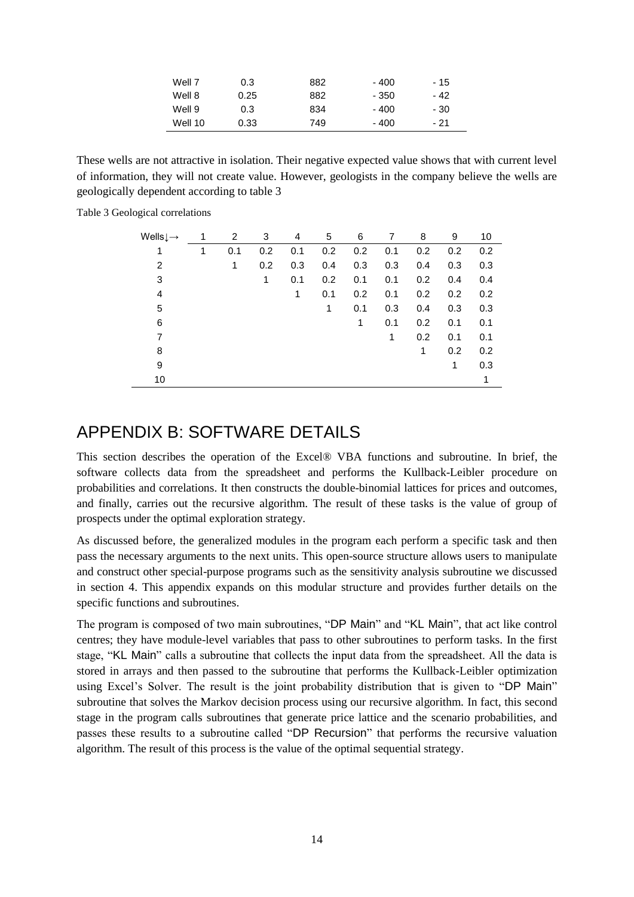| | | | | |
|---|---|---|---|---|
| Well 7 | 0.3 | 882 | - 400 | - 15 |
| Well 8 | 0.25 | 882 | - 350 | - 42 |
| Well 9 | 0.3 | 834 | - 400 | - 30 |
| Well 10 | 0.33 | 749 | - 400 | - 21 |

These wells are not attractive in isolation. Their negative expected value shows that with current level of information, they will not create value. However, geologists in the company believe the wells are geologically dependent according to table 3

Table 3 Geological correlations

| Wells↓→ | 1 | 2 | 3 | 4 | 5 | 6 | 7 | 8 | 9 | 10 |
|---|---|---|---|---|---|---|---|---|---|---|
| 1 | 1 | 0.1 | 0.2 | 0.1 | 0.2 | 0.2 | 0.1 | 0.2 | 0.2 | 0.2 |
| 2 | | 1 | 0.2 | 0.3 | 0.4 | 0.3 | 0.3 | 0.4 | 0.3 | 0.3 |
| 3 | | | 1 | 0.1 | 0.2 | 0.1 | 0.1 | 0.2 | 0.4 | 0.4 |
| 4 | | | | 1 | 0.1 | 0.2 | 0.1 | 0.2 | 0.2 | 0.2 |
| 5 | | | | | 1 | 0.1 | 0.3 | 0.4 | 0.3 | 0.3 |
| 6 | | | | | | 1 | 0.1 | 0.2 | 0.1 | 0.1 |
| 7 | | | | | | | 1 | 0.2 | 0.1 | 0.1 |
| 8 | | | | | | | | 1 | 0.2 | 0.2 |
| 9 | | | | | | | | | 1 | 0.3 |
| 10 | | | | | | | | | | 1 |

## APPENDIX B: SOFTWARE DETAILS

This section describes the operation of the Excel® VBA functions and subroutine. In brief, the software collects data from the spreadsheet and performs the Kullback-Leibler procedure on probabilities and correlations. It then constructs the double-binomial lattices for prices and outcomes, and finally, carries out the recursive algorithm. The result of these tasks is the value of group of prospects under the optimal exploration strategy.

As discussed before, the generalized modules in the program each perform a specific task and then pass the necessary arguments to the next units. This open-source structure allows users to manipulate and construct other special-purpose programs such as the sensitivity analysis subroutine we discussed in section 4. This appendix expands on this modular structure and provides further details on the specific functions and subroutines.

The program is composed of two main subroutines, "DP Main" and "KL Main", that act like control centres; they have module-level variables that pass to other subroutines to perform tasks. In the first stage, "KL Main" calls a subroutine that collects the input data from the spreadsheet. All the data is stored in arrays and then passed to the subroutine that performs the Kullback-Leibler optimization using Excel's Solver. The result is the joint probability distribution that is given to "DP Main" subroutine that solves the Markov decision process using our recursive algorithm. In fact, this second stage in the program calls subroutines that generate price lattice and the scenario probabilities, and passes these results to a subroutine called "DP Recursion" that performs the recursive valuation algorithm. The result of this process is the value of the optimal sequential strategy.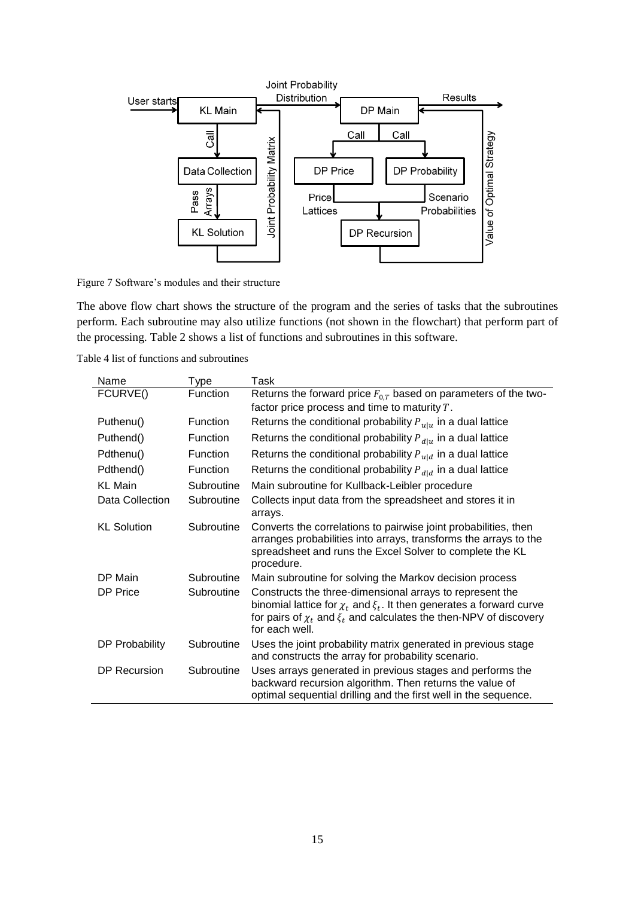User starts
KL Main
Call
Data Collection
Pass Arrays
KL Solution
Joint Probability Matrix
Joint Probability Distribution
DP Main
Results
Call
Call
DP Price
DP Probability
Price Lattices
Scenario Probabilities
DP Recursion
Value of Optimal Strategy

Figure 7 Software's modules and their structure

The above flow chart shows the structure of the program and the series of tasks that the subroutines perform. Each subroutine may also utilize functions (not shown in the flowchart) that perform part of the processing. Table 2 shows a list of functions and subroutines in this software.

Table 4 list of functions and subroutines

| Name | Type | Task |
|---|---|---|
| FCURVE() | Function | Returns the forward price $F_{0,T}$ based on parameters of the two-factor price process and time to maturity $T$. |
| Puthenu() | Function | Returns the conditional probability $P_{u\|u}$ in a dual lattice |
| Puthend() | Function | Returns the conditional probability $P_{d\|u}$ in a dual lattice |
| Pdthenu() | Function | Returns the conditional probability $P_{u\|d}$ in a dual lattice |
| Pdthend() | Function | Returns the conditional probability $P_{d\|d}$ in a dual lattice |
| KL Main | Subroutine | Main subroutine for Kullback-Leibler procedure |
| Data Collection | Subroutine | Collects input data from the spreadsheet and stores it in arrays. |
| KL Solution | Subroutine | Converts the correlations to pairwise joint probabilities, then arranges probabilities into arrays, transforms the arrays to the spreadsheet and runs the Excel Solver to complete the KL procedure. |
| DP Main | Subroutine | Main subroutine for solving the Markov decision process |
| DP Price | Subroutine | Constructs the three-dimensional arrays to represent the binomial lattice for $\chi_t$ and $\xi_t$. It then generates a forward curve for pairs of $\chi_t$ and $\xi_t$ and calculates the then-NPV of discovery for each well. |
| DP Probability | Subroutine | Uses the joint probability matrix generated in previous stage and constructs the array for probability scenario. |
| DP Recursion | Subroutine | Uses arrays generated in previous stages and performs the backward recursion algorithm. Then returns the value of optimal sequential drilling and the first well in the sequence. |